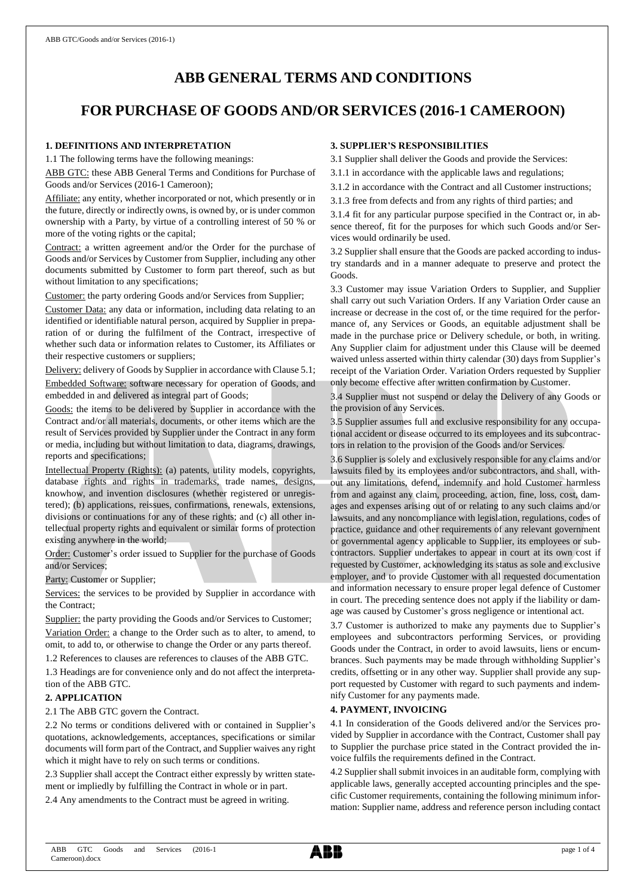# ABB GENERAL TERMS AND CONDITIONS

# FOR PURCHASE OF GOODS AND/OR SERVICES (2016-1 CAMEROON)

### 1. DEFINITIONS AND INTERPRETATION

1.1 The following terms have the following meanings:

ABB GTC: these ABB General Terms and Conditions for Purchase of Goods and/or Services (2016-1 Cameroon);

Affiliate: any entity, whether incorporated or not, which presently or in the future, directly or indirectly owns, is owned by, or is under common ownership with a Party, by virtue of a controlling interest of 50 % or more of the voting rights or the capital;

Contract: a written agreement and/or the Order for the purchase of Goods and/or Services by Customer from Supplier, including any other documents submitted by Customer to form part thereof, such as but without limitation to any specifications;

Customer: the party ordering Goods and/or Services from Supplier;

Customer Data: any data or information, including data relating to an identified or identifiable natural person, acquired by Supplier in preparation of or during the fulfilment of the Contract, irrespective of whether such data or information relates to Customer, its Affiliates or their respective customers or suppliers;

Delivery: delivery of Goods by Supplier in accordance with Clause 5.1;

Embedded Software: software necessary for operation of Goods, and embedded in and delivered as integral part of Goods;

Goods: the items to be delivered by Supplier in accordance with the Contract and/or all materials, documents, or other items which are the result of Services provided by Supplier under the Contract in any form or media, including but without limitation to data, diagrams, drawings, reports and specifications;

Intellectual Property (Rights): (a) patents, utility models, copyrights, database rights and rights in trademarks, trade names, designs, knowhow, and invention disclosures (whether registered or unregistered); (b) applications, reissues, confirmations, renewals, extensions, divisions or continuations for any of these rights; and (c) all other intellectual property rights and equivalent or similar forms of protection existing anywhere in the world;

Order: Customer's order issued to Supplier for the purchase of Goods and/or Services;

Party: Customer or Supplier;

Services: the services to be provided by Supplier in accordance with the Contract;

Supplier: the party providing the Goods and/or Services to Customer;

Variation Order: a change to the Order such as to alter, to amend, to omit, to add to, or otherwise to change the Order or any parts thereof.

1.2 References to clauses are references to clauses of the ABB GTC.

1.3 Headings are for convenience only and do not affect the interpretation of the ABB GTC.

### 2. APPLICATION

2.1 The ABB GTC govern the Contract.

2.2 No terms or conditions delivered with or contained in Supplier's quotations, acknowledgements, acceptances, specifications or similar documents will form part of the Contract, and Supplier waives any right which it might have to rely on such terms or conditions.

2.3 Supplier shall accept the Contract either expressly by written statement or impliedly by fulfilling the Contract in whole or in part.

2.4 Any amendments to the Contract must be agreed in writing.

### 3. SUPPLIER'S RESPONSIBILITIES

3.1 Supplier shall deliver the Goods and provide the Services:

3.1.1 in accordance with the applicable laws and regulations;

3.1.2 in accordance with the Contract and all Customer instructions;

3.1.3 free from defects and from any rights of third parties; and

3.1.4 fit for any particular purpose specified in the Contract or, in absence thereof, fit for the purposes for which such Goods and/or Services would ordinarily be used.

3.2 Supplier shall ensure that the Goods are packed according to industry standards and in a manner adequate to preserve and protect the Goods.

3.3 Customer may issue Variation Orders to Supplier, and Supplier shall carry out such Variation Orders. If any Variation Order cause an increase or decrease in the cost of, or the time required for the performance of, any Services or Goods, an equitable adjustment shall be made in the purchase price or Delivery schedule, or both, in writing. Any Supplier claim for adjustment under this Clause will be deemed waived unless asserted within thirty calendar (30) days from Supplier's receipt of the Variation Order. Variation Orders requested by Supplier only become effective after written confirmation by Customer.

3.4 Supplier must not suspend or delay the Delivery of any Goods or the provision of any Services.

3.5 Supplier assumes full and exclusive responsibility for any occupational accident or disease occurred to its employees and its subcontractors in relation to the provision of the Goods and/or Services.

3.6 Supplier is solely and exclusively responsible for any claims and/or lawsuits filed by its employees and/or subcontractors, and shall, without any limitations, defend, indemnify and hold Customer harmless from and against any claim, proceeding, action, fine, loss, cost, damages and expenses arising out of or relating to any such claims and/or lawsuits, and any noncompliance with legislation, regulations, codes of practice, guidance and other requirements of any relevant government or governmental agency applicable to Supplier, its employees or subcontractors. Supplier undertakes to appear in court at its own cost if requested by Customer, acknowledging its status as sole and exclusive employer, and to provide Customer with all requested documentation and information necessary to ensure proper legal defence of Customer in court. The preceding sentence does not apply if the liability or damage was caused by Customer's gross negligence or intentional act.

3.7 Customer is authorized to make any payments due to Supplier's employees and subcontractors performing Services, or providing Goods under the Contract, in order to avoid lawsuits, liens or encumbrances. Such payments may be made through withholding Supplier's credits, offsetting or in any other way. Supplier shall provide any support requested by Customer with regard to such payments and indemnify Customer for any payments made.

### 4. PAYMENT, INVOICING

4.1 In consideration of the Goods delivered and/or the Services provided by Supplier in accordance with the Contract, Customer shall pay to Supplier the purchase price stated in the Contract provided the invoice fulfils the requirements defined in the Contract.

4.2 Supplier shall submit invoices in an auditable form, complying with applicable laws, generally accepted accounting principles and the specific Customer requirements, containing the following minimum information: Supplier name, address and reference person including contact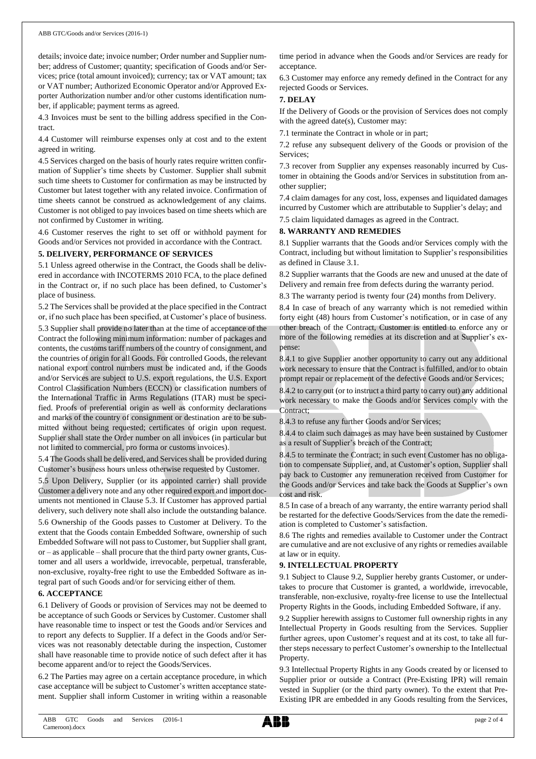details; invoice date; invoice number; Order number and Supplier number; address of Customer; quantity; specification of Goods and/or Services; price (total amount invoiced); currency; tax or VAT amount; tax or VAT number; Authorized Economic Operator and/or Approved Exporter Authorization number and/or other customs identification number, if applicable; payment terms as agreed.

4.3 Invoices must be sent to the billing address specified in the Contract.

4.4 Customer will reimburse expenses only at cost and to the extent agreed in writing.

4.5 Services charged on the basis of hourly rates require written confirmation of Supplier's time sheets by Customer. Supplier shall submit such time sheets to Customer for confirmation as may be instructed by Customer but latest together with any related invoice. Confirmation of time sheets cannot be construed as acknowledgement of any claims. Customer is not obliged to pay invoices based on time sheets which are not confirmed by Customer in writing.

4.6 Customer reserves the right to set off or withhold payment for Goods and/or Services not provided in accordance with the Contract.

## 5. DELIVERY, PERFORMANCE OF SERVICES

5.1 Unless agreed otherwise in the Contract, the Goods shall be delivered in accordance with INCOTERMS 2010 FCA, to the place defined in the Contract or, if no such place has been defined, to Customer's place of business.

5.2 The Services shall be provided at the place specified in the Contract or, if no such place has been specified, at Customer's place of business.

5.3 Supplier shall provide no later than at the time of acceptance of the Contract the following minimum information: number of packages and contents, the customs tariff numbers of the country of consignment, and the countries of origin for all Goods. For controlled Goods, the relevant national export control numbers must be indicated and, if the Goods and/or Services are subject to U.S. export regulations, the U.S. Export Control Classification Numbers (ECCN) or classification numbers of the International Traffic in Arms Regulations (ITAR) must be specified. Proofs of preferential origin as well as conformity declarations and marks of the country of consignment or destination are to be submitted without being requested; certificates of origin upon request. Supplier shall state the Order number on all invoices (in particular but not limited to commercial, pro forma or customs invoices).

5.4 The Goods shall be delivered, and Services shall be provided during Customer's business hours unless otherwise requested by Customer.

5.5 Upon Delivery, Supplier (or its appointed carrier) shall provide Customer a delivery note and any other required export and import documents not mentioned in Clause 5.3. If Customer has approved partial delivery, such delivery note shall also include the outstanding balance.

5.6 Ownership of the Goods passes to Customer at Delivery. To the extent that the Goods contain Embedded Software, ownership of such Embedded Software will not pass to Customer, but Supplier shall grant, or – as applicable – shall procure that the third party owner grants, Customer and all users a worldwide, irrevocable, perpetual, transferable, non-exclusive, royalty-free right to use the Embedded Software as integral part of such Goods and/or for servicing either of them.

## 6. ACCEPTANCE

6.1 Delivery of Goods or provision of Services may not be deemed to be acceptance of such Goods or Services by Customer. Customer shall have reasonable time to inspect or test the Goods and/or Services and to report any defects to Supplier. If a defect in the Goods and/or Services was not reasonably detectable during the inspection, Customer shall have reasonable time to provide notice of such defect after it has become apparent and/or to reject the Goods/Services.

6.2 The Parties may agree on a certain acceptance procedure, in which case acceptance will be subject to Customer's written acceptance statement. Supplier shall inform Customer in writing within a reasonable time period in advance when the Goods and/or Services are ready for acceptance.

6.3 Customer may enforce any remedy defined in the Contract for any rejected Goods or Services.

## 7. DELAY

If the Delivery of Goods or the provision of Services does not comply with the agreed date(s), Customer may:

7.1 terminate the Contract in whole or in part;

7.2 refuse any subsequent delivery of the Goods or provision of the Services;

7.3 recover from Supplier any expenses reasonably incurred by Customer in obtaining the Goods and/or Services in substitution from another supplier;

7.4 claim damages for any cost, loss, expenses and liquidated damages incurred by Customer which are attributable to Supplier's delay; and

7.5 claim liquidated damages as agreed in the Contract.

## 8. WARRANTY AND REMEDIES

8.1 Supplier warrants that the Goods and/or Services comply with the Contract, including but without limitation to Supplier's responsibilities as defined in Clause 3.1.

8.2 Supplier warrants that the Goods are new and unused at the date of Delivery and remain free from defects during the warranty period.

8.3 The warranty period is twenty four (24) months from Delivery.

8.4 In case of breach of any warranty which is not remedied within forty eight (48) hours from Customer's notification, or in case of any other breach of the Contract, Customer is entitled to enforce any or more of the following remedies at its discretion and at Supplier's expense:

8.4.1 to give Supplier another opportunity to carry out any additional work necessary to ensure that the Contract is fulfilled, and/or to obtain prompt repair or replacement of the defective Goods and/or Services;

8.4.2 to carry out (or to instruct a third party to carry out) any additional work necessary to make the Goods and/or Services comply with the Contract;

8.4.3 to refuse any further Goods and/or Services;

8.4.4 to claim such damages as may have been sustained by Customer as a result of Supplier's breach of the Contract;

8.4.5 to terminate the Contract; in such event Customer has no obligation to compensate Supplier, and, at Customer's option, Supplier shall pay back to Customer any remuneration received from Customer for the Goods and/or Services and take back the Goods at Supplier's own cost and risk.

8.5 In case of a breach of any warranty, the entire warranty period shall be restarted for the defective Goods/Services from the date the remediation is completed to Customer's satisfaction.

8.6 The rights and remedies available to Customer under the Contract are cumulative and are not exclusive of any rights or remedies available at law or in equity.

## 9. INTELLECTUAL PROPERTY

9.1 Subject to Clause 9.2, Supplier hereby grants Customer, or undertakes to procure that Customer is granted, a worldwide, irrevocable, transferable, non-exclusive, royalty-free license to use the Intellectual Property Rights in the Goods, including Embedded Software, if any.

9.2 Supplier herewith assigns to Customer full ownership rights in any Intellectual Property in Goods resulting from the Services. Supplier further agrees, upon Customer's request and at its cost, to take all further steps necessary to perfect Customer's ownership to the Intellectual Property.

9.3 Intellectual Property Rights in any Goods created by or licensed to Supplier prior or outside a Contract (Pre-Existing IPR) will remain vested in Supplier (or the third party owner). To the extent that Pre-Existing IPR are embedded in any Goods resulting from the Services,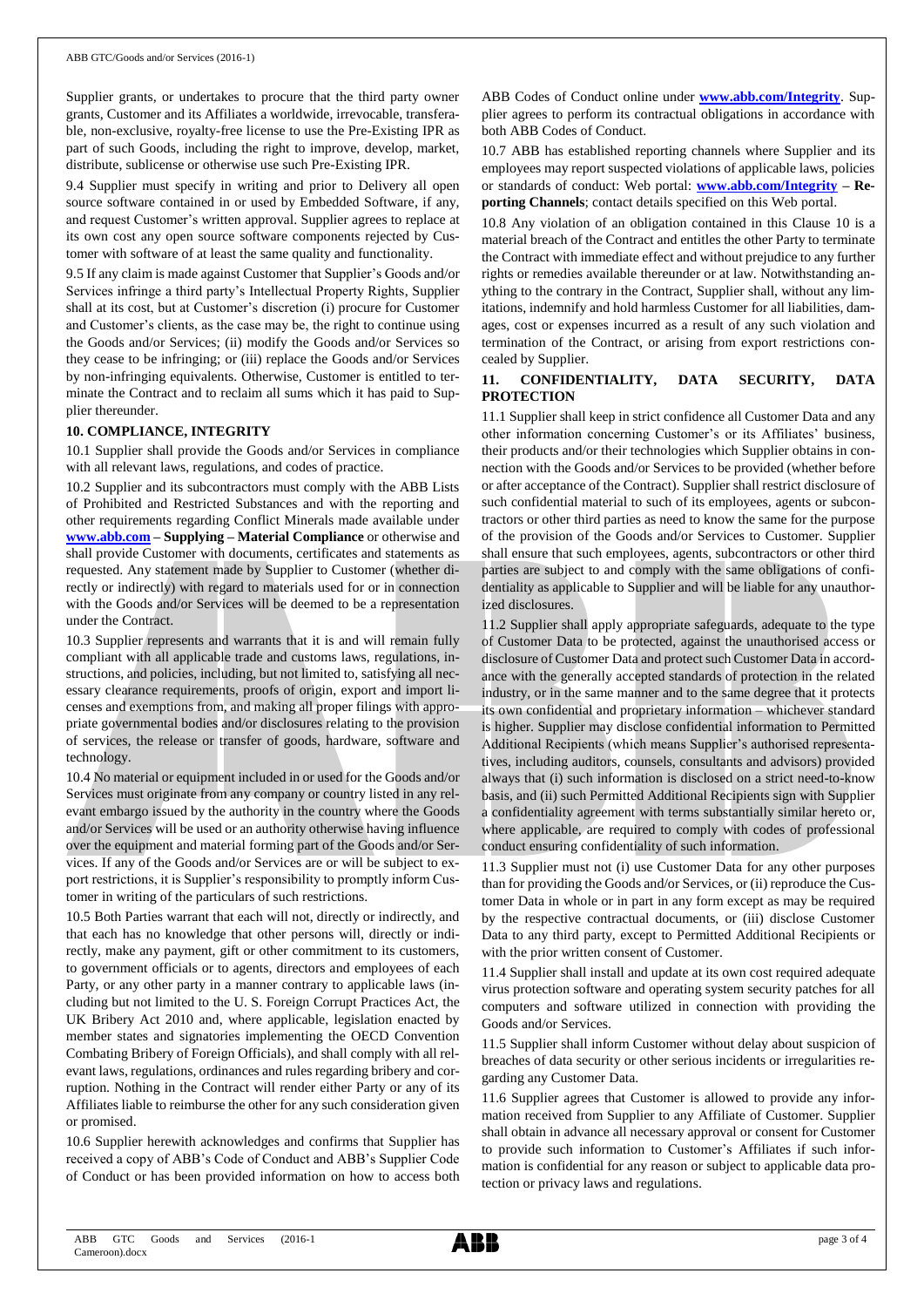Supplier grants, or undertakes to procure that the third party owner grants, Customer and its Affiliates a worldwide, irrevocable, transferable, non-exclusive, royalty-free license to use the Pre-Existing IPR as part of such Goods, including the right to improve, develop, market, distribute, sublicense or otherwise use such Pre-Existing IPR.

9.4 Supplier must specify in writing and prior to Delivery all open source software contained in or used by Embedded Software, if any, and request Customer's written approval. Supplier agrees to replace at its own cost any open source software components rejected by Customer with software of at least the same quality and functionality.

9.5 If any claim is made against Customer that Supplier's Goods and/or Services infringe a third party's Intellectual Property Rights, Supplier shall at its cost, but at Customer's discretion (i) procure for Customer and Customer's clients, as the case may be, the right to continue using the Goods and/or Services; (ii) modify the Goods and/or Services so they cease to be infringing; or (iii) replace the Goods and/or Services by non-infringing equivalents. Otherwise, Customer is entitled to terminate the Contract and to reclaim all sums which it has paid to Supplier thereunder.

## 10. COMPLIANCE, INTEGRITY

10.1 Supplier shall provide the Goods and/or Services in compliance with all relevant laws, regulations, and codes of practice.

10.2 Supplier and its subcontractors must comply with the ABB Lists of Prohibited and Restricted Substances and with the reporting and other requirements regarding Conflict Minerals made available under **www.abb.com – Supplying – Material Compliance** or otherwise and shall provide Customer with documents, certificates and statements as requested. Any statement made by Supplier to Customer (whether directly or indirectly) with regard to materials used for or in connection with the Goods and/or Services will be deemed to be a representation under the Contract.

10.3 Supplier represents and warrants that it is and will remain fully compliant with all applicable trade and customs laws, regulations, instructions, and policies, including, but not limited to, satisfying all necessary clearance requirements, proofs of origin, export and import licenses and exemptions from, and making all proper filings with appropriate governmental bodies and/or disclosures relating to the provision of services, the release or transfer of goods, hardware, software and technology.

10.4 No material or equipment included in or used for the Goods and/or Services must originate from any company or country listed in any relevant embargo issued by the authority in the country where the Goods and/or Services will be used or an authority otherwise having influence over the equipment and material forming part of the Goods and/or Services. If any of the Goods and/or Services are or will be subject to export restrictions, it is Supplier's responsibility to promptly inform Customer in writing of the particulars of such restrictions.

10.5 Both Parties warrant that each will not, directly or indirectly, and that each has no knowledge that other persons will, directly or indirectly, make any payment, gift or other commitment to its customers, to government officials or to agents, directors and employees of each Party, or any other party in a manner contrary to applicable laws (including but not limited to the U. S. Foreign Corrupt Practices Act, the UK Bribery Act 2010 and, where applicable, legislation enacted by member states and signatories implementing the OECD Convention Combating Bribery of Foreign Officials), and shall comply with all relevant laws, regulations, ordinances and rules regarding bribery and corruption. Nothing in the Contract will render either Party or any of its Affiliates liable to reimburse the other for any such consideration given or promised.

10.6 Supplier herewith acknowledges and confirms that Supplier has received a copy of ABB's Code of Conduct and ABB's Supplier Code of Conduct or has been provided information on how to access both ABB Codes of Conduct online under **www.abb.com/Integrity**. Supplier agrees to perform its contractual obligations in accordance with both ABB Codes of Conduct.

10.7 ABB has established reporting channels where Supplier and its employees may report suspected violations of applicable laws, policies or standards of conduct: Web portal: **www.abb.com/Integrity – Reporting Channels**; contact details specified on this Web portal.

10.8 Any violation of an obligation contained in this Clause 10 is a material breach of the Contract and entitles the other Party to terminate the Contract with immediate effect and without prejudice to any further rights or remedies available thereunder or at law. Notwithstanding anything to the contrary in the Contract, Supplier shall, without any limitations, indemnify and hold harmless Customer for all liabilities, damages, cost or expenses incurred as a result of any such violation and termination of the Contract, or arising from export restrictions concealed by Supplier.

## 11. CONFIDENTIALITY, DATA SECURITY, DATA PROTECTION

11.1 Supplier shall keep in strict confidence all Customer Data and any other information concerning Customer's or its Affiliates' business, their products and/or their technologies which Supplier obtains in connection with the Goods and/or Services to be provided (whether before or after acceptance of the Contract). Supplier shall restrict disclosure of such confidential material to such of its employees, agents or subcontractors or other third parties as need to know the same for the purpose of the provision of the Goods and/or Services to Customer. Supplier shall ensure that such employees, agents, subcontractors or other third parties are subject to and comply with the same obligations of confidentiality as applicable to Supplier and will be liable for any unauthorized disclosures.

11.2 Supplier shall apply appropriate safeguards, adequate to the type of Customer Data to be protected, against the unauthorised access or disclosure of Customer Data and protect such Customer Data in accordance with the generally accepted standards of protection in the related industry, or in the same manner and to the same degree that it protects its own confidential and proprietary information – whichever standard is higher. Supplier may disclose confidential information to Permitted Additional Recipients (which means Supplier's authorised representatives, including auditors, counsels, consultants and advisors) provided always that (i) such information is disclosed on a strict need-to-know basis, and (ii) such Permitted Additional Recipients sign with Supplier a confidentiality agreement with terms substantially similar hereto or, where applicable, are required to comply with codes of professional conduct ensuring confidentiality of such information.

11.3 Supplier must not (i) use Customer Data for any other purposes than for providing the Goods and/or Services, or (ii) reproduce the Customer Data in whole or in part in any form except as may be required by the respective contractual documents, or (iii) disclose Customer Data to any third party, except to Permitted Additional Recipients or with the prior written consent of Customer.

11.4 Supplier shall install and update at its own cost required adequate virus protection software and operating system security patches for all computers and software utilized in connection with providing the Goods and/or Services.

11.5 Supplier shall inform Customer without delay about suspicion of breaches of data security or other serious incidents or irregularities regarding any Customer Data.

11.6 Supplier agrees that Customer is allowed to provide any information received from Supplier to any Affiliate of Customer. Supplier shall obtain in advance all necessary approval or consent for Customer to provide such information to Customer's Affiliates if such information is confidential for any reason or subject to applicable data protection or privacy laws and regulations.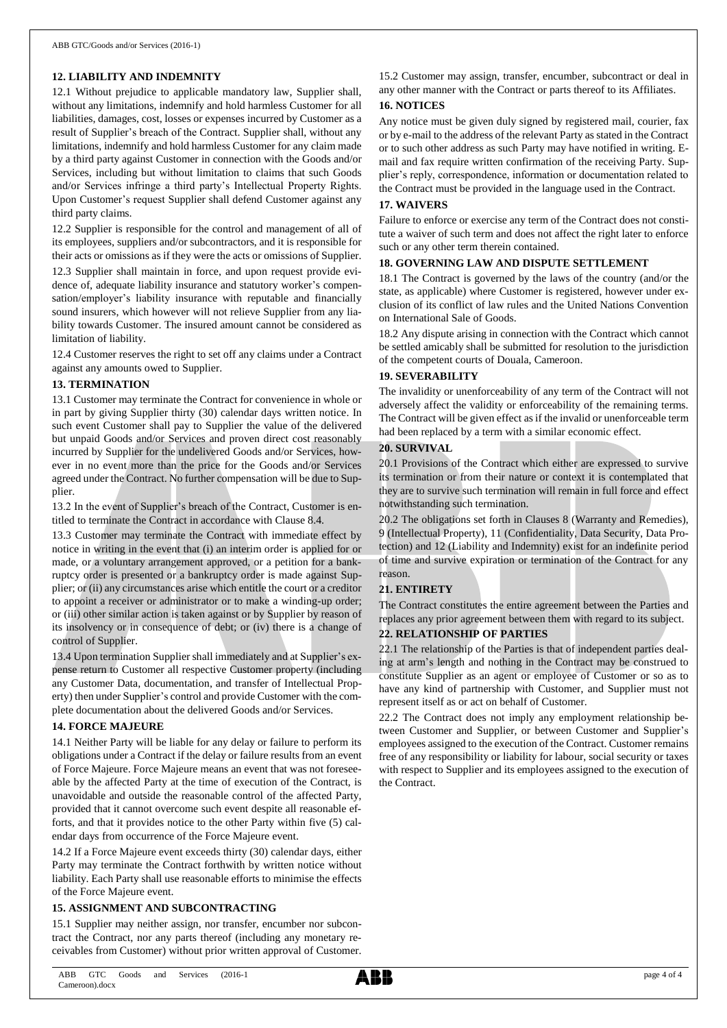## 12. LIABILITY AND INDEMNITY

12.1 Without prejudice to applicable mandatory law, Supplier shall, without any limitations, indemnify and hold harmless Customer for all liabilities, damages, cost, losses or expenses incurred by Customer as a result of Supplier's breach of the Contract. Supplier shall, without any limitations, indemnify and hold harmless Customer for any claim made by a third party against Customer in connection with the Goods and/or Services, including but without limitation to claims that such Goods and/or Services infringe a third party's Intellectual Property Rights. Upon Customer's request Supplier shall defend Customer against any third party claims.

12.2 Supplier is responsible for the control and management of all of its employees, suppliers and/or subcontractors, and it is responsible for their acts or omissions as if they were the acts or omissions of Supplier.

12.3 Supplier shall maintain in force, and upon request provide evidence of, adequate liability insurance and statutory worker's compensation/employer's liability insurance with reputable and financially sound insurers, which however will not relieve Supplier from any liability towards Customer. The insured amount cannot be considered as limitation of liability.

12.4 Customer reserves the right to set off any claims under a Contract against any amounts owed to Supplier.

## 13. TERMINATION

13.1 Customer may terminate the Contract for convenience in whole or in part by giving Supplier thirty (30) calendar days written notice. In such event Customer shall pay to Supplier the value of the delivered but unpaid Goods and/or Services and proven direct cost reasonably incurred by Supplier for the undelivered Goods and/or Services, however in no event more than the price for the Goods and/or Services agreed under the Contract. No further compensation will be due to Supplier.

13.2 In the event of Supplier's breach of the Contract, Customer is entitled to terminate the Contract in accordance with Clause 8.4.

13.3 Customer may terminate the Contract with immediate effect by notice in writing in the event that (i) an interim order is applied for or made, or a voluntary arrangement approved, or a petition for a bankruptcy order is presented or a bankruptcy order is made against Supplier; or (ii) any circumstances arise which entitle the court or a creditor to appoint a receiver or administrator or to make a winding-up order; or (iii) other similar action is taken against or by Supplier by reason of its insolvency or in consequence of debt; or (iv) there is a change of control of Supplier.

13.4 Upon termination Supplier shall immediately and at Supplier's expense return to Customer all respective Customer property (including any Customer Data, documentation, and transfer of Intellectual Property) then under Supplier's control and provide Customer with the complete documentation about the delivered Goods and/or Services.

## 14. FORCE MAJEURE

14.1 Neither Party will be liable for any delay or failure to perform its obligations under a Contract if the delay or failure results from an event of Force Majeure. Force Majeure means an event that was not foreseeable by the affected Party at the time of execution of the Contract, is unavoidable and outside the reasonable control of the affected Party, provided that it cannot overcome such event despite all reasonable efforts, and that it provides notice to the other Party within five (5) calendar days from occurrence of the Force Majeure event.

14.2 If a Force Majeure event exceeds thirty (30) calendar days, either Party may terminate the Contract forthwith by written notice without liability. Each Party shall use reasonable efforts to minimise the effects of the Force Majeure event.

## 15. ASSIGNMENT AND SUBCONTRACTING

15.1 Supplier may neither assign, nor transfer, encumber nor subcontract the Contract, nor any parts thereof (including any monetary receivables from Customer) without prior written approval of Customer.

15.2 Customer may assign, transfer, encumber, subcontract or deal in any other manner with the Contract or parts thereof to its Affiliates.

## 16. NOTICES

Any notice must be given duly signed by registered mail, courier, fax or by e-mail to the address of the relevant Party as stated in the Contract or to such other address as such Party may have notified in writing. E-mail and fax require written confirmation of the receiving Party. Supplier's reply, correspondence, information or documentation related to the Contract must be provided in the language used in the Contract.

## 17. WAIVERS

Failure to enforce or exercise any term of the Contract does not constitute a waiver of such term and does not affect the right later to enforce such or any other term therein contained.

## 18. GOVERNING LAW AND DISPUTE SETTLEMENT

18.1 The Contract is governed by the laws of the country (and/or the state, as applicable) where Customer is registered, however under exclusion of its conflict of law rules and the United Nations Convention on International Sale of Goods.

18.2 Any dispute arising in connection with the Contract which cannot be settled amicably shall be submitted for resolution to the jurisdiction of the competent courts of Douala, Cameroon.

## 19. SEVERABILITY

The invalidity or unenforceability of any term of the Contract will not adversely affect the validity or enforceability of the remaining terms. The Contract will be given effect as if the invalid or unenforceable term had been replaced by a term with a similar economic effect.

## 20. SURVIVAL

20.1 Provisions of the Contract which either are expressed to survive its termination or from their nature or context it is contemplated that they are to survive such termination will remain in full force and effect notwithstanding such termination.

20.2 The obligations set forth in Clauses 8 (Warranty and Remedies), 9 (Intellectual Property), 11 (Confidentiality, Data Security, Data Protection) and 12 (Liability and Indemnity) exist for an indefinite period of time and survive expiration or termination of the Contract for any reason.

## 21. ENTIRETY

The Contract constitutes the entire agreement between the Parties and replaces any prior agreement between them with regard to its subject.

## 22. RELATIONSHIP OF PARTIES

22.1 The relationship of the Parties is that of independent parties dealing at arm's length and nothing in the Contract may be construed to constitute Supplier as an agent or employee of Customer or so as to have any kind of partnership with Customer, and Supplier must not represent itself as or act on behalf of Customer.

22.2 The Contract does not imply any employment relationship between Customer and Supplier, or between Customer and Supplier's employees assigned to the execution of the Contract. Customer remains free of any responsibility or liability for labour, social security or taxes with respect to Supplier and its employees assigned to the execution of the Contract.